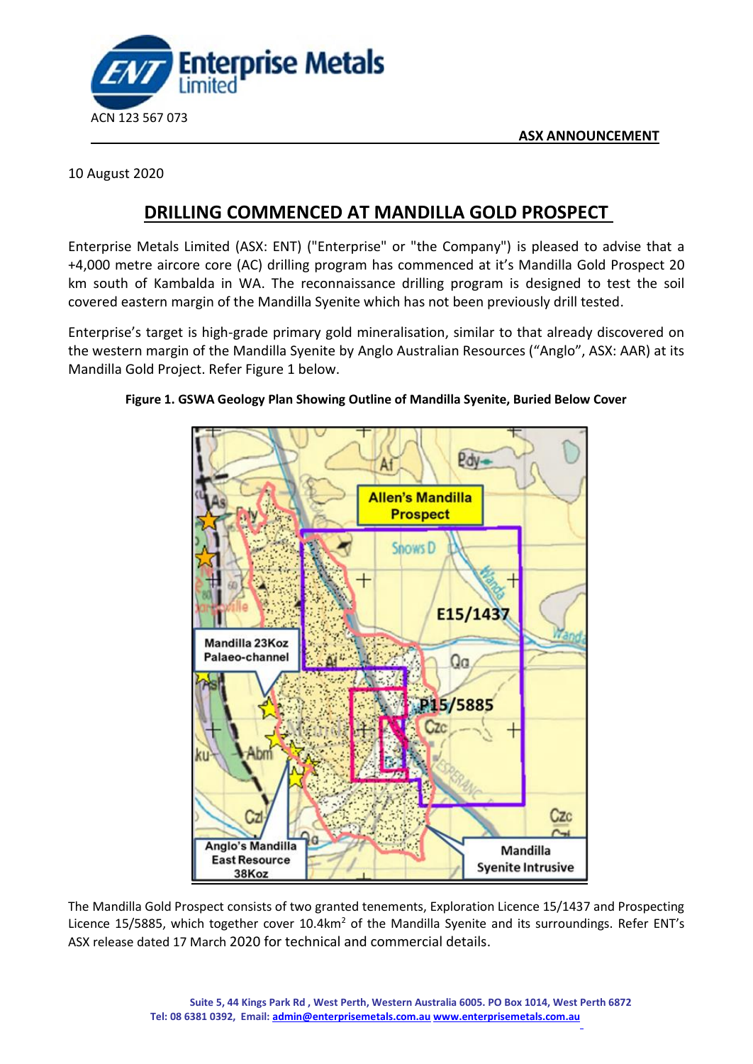Enterprise Metals Limited

ACN 123 567 073

**ASX ANNOUNCEMENT**

10 August 2020

# DRILLING COMMENCED AT MANDILLA GOLD PROSPECT

Enterprise Metals Limited (ASX: ENT) ("Enterprise" or "the Company") is pleased to advise that a +4,000 metre aircore core (AC) drilling program has commenced at it's Mandilla Gold Prospect 20 km south of Kambalda in WA. The reconnaissance drilling program is designed to test the soil covered eastern margin of the Mandilla Syenite which has not been previously drill tested.

Enterprise's target is high-grade primary gold mineralisation, similar to that already discovered on the western margin of the Mandilla Syenite by Anglo Australian Resources ("Anglo", ASX: AAR) at its Mandilla Gold Project. Refer Figure 1 below.

**Figure 1. GSWA Geology Plan Showing Outline of Mandilla Syenite, Buried Below Cover**

Allen's Mandilla Prospect

E15/1437

Mandilla 23Koz Palaeo-channel

P15/5885

Anglo's Mandilla East Resource 38Koz

Mandilla Syenite Intrusive

The Mandilla Gold Prospect consists of two granted tenements, Exploration Licence 15/1437 and Prospecting Licence 15/5885, which together cover 10.4km$^2$ of the Mandilla Syenite and its surroundings. Refer ENT's ASX release dated 17 March 2020 for technical and commercial details.

Suite 5, 44 Kings Park Rd , West Perth, Western Australia 6005. PO Box 1014, West Perth 6872
Tel: 08 6381 0392, Email: admin@enterprisemetals.com.au www.enterprisemetals.com.au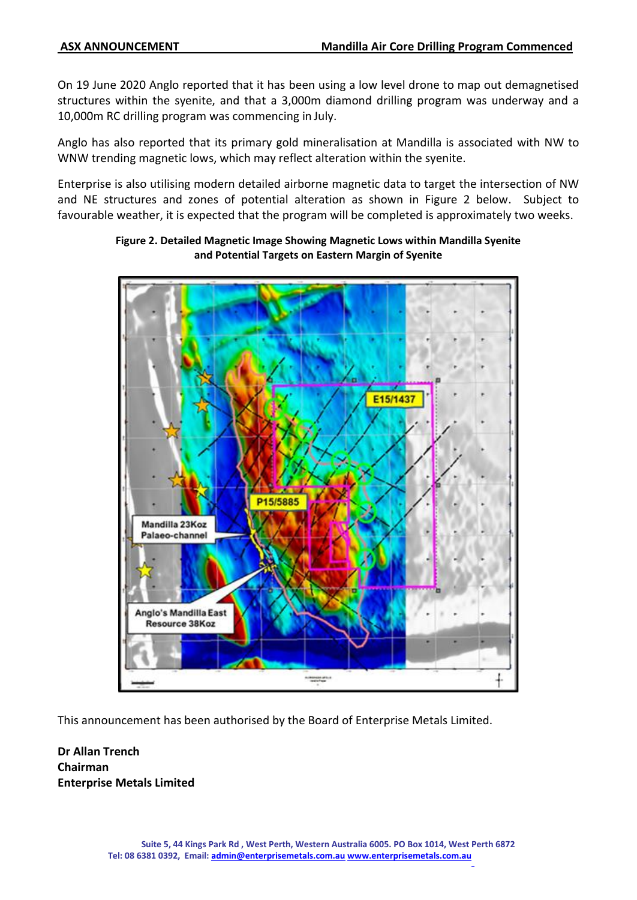On 19 June 2020 Anglo reported that it has been using a low level drone to map out demagnetised structures within the syenite, and that a 3,000m diamond drilling program was underway and a 10,000m RC drilling program was commencing in July.

Anglo has also reported that its primary gold mineralisation at Mandilla is associated with NW to WNW trending magnetic lows, which may reflect alteration within the syenite.

Enterprise is also utilising modern detailed airborne magnetic data to target the intersection of NW and NE structures and zones of potential alteration as shown in Figure 2 below. Subject to favourable weather, it is expected that the program will be completed is approximately two weeks.

**Figure 2. Detailed Magnetic Image Showing Magnetic Lows within Mandilla Syenite and Potential Targets on Eastern Margin of Syenite**

E15/1437

P15/5885

Mandilla 23Koz
Palaeo-channel

Anglo's Mandilla East
Resource 38Koz

This announcement has been authorised by the Board of Enterprise Metals Limited.

**Dr Allan Trench**
**Chairman**
**Enterprise Metals Limited**

Suite 5, 44 Kings Park Rd , West Perth, Western Australia 6005. PO Box 1014, West Perth 6872
Tel: 08 6381 0392, Email: admin@enterprisemetals.com.au www.enterprisemetals.com.au